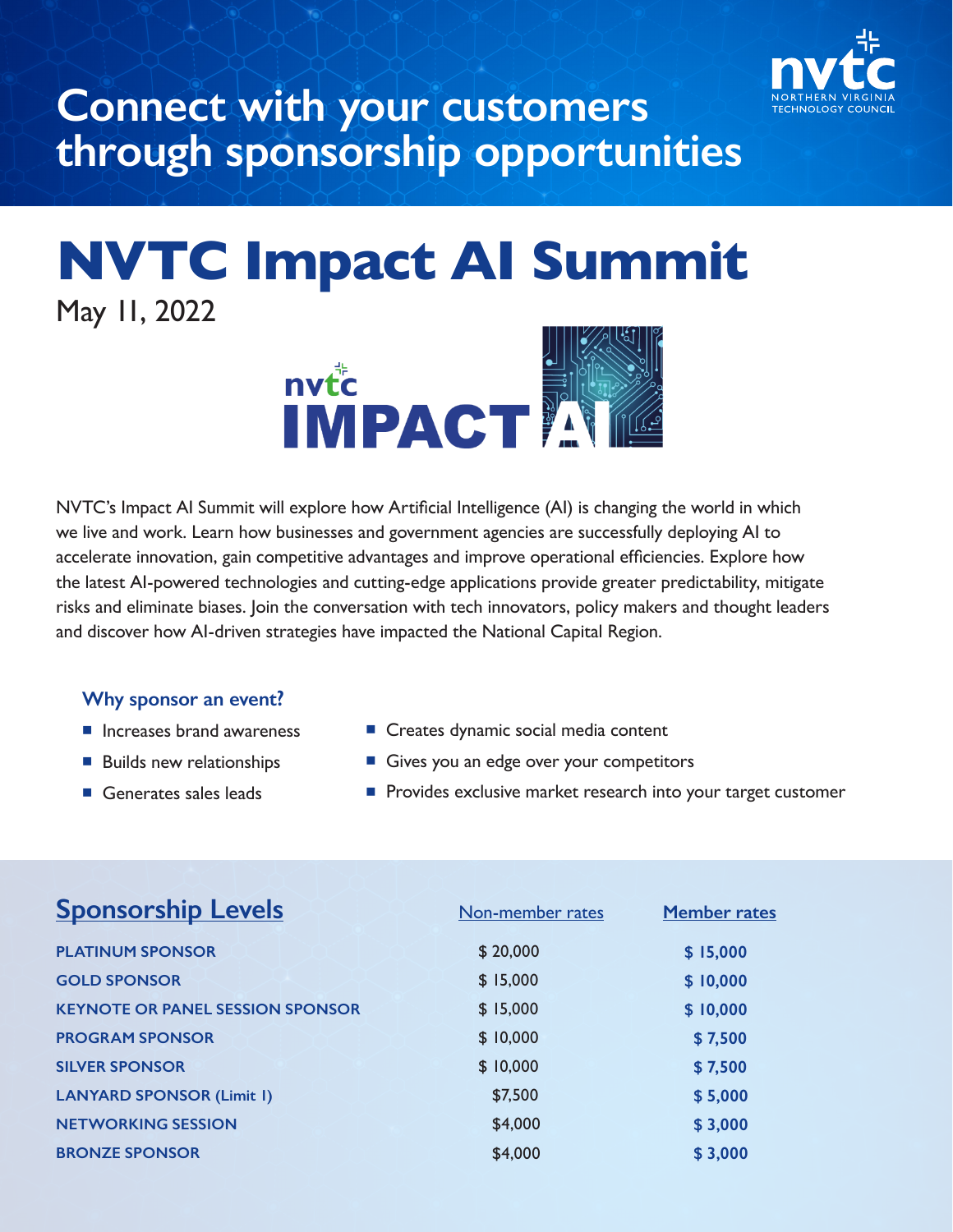# Connect with your customers through sponsorship opportunities

# NVTC Impact AI Summit

May 11, 2022

NVTC IMPACT AI

NVTC's Impact AI Summit will explore how Artificial Intelligence (AI) is changing the world in which we live and work. Learn how businesses and government agencies are successfully deploying AI to accelerate innovation, gain competitive advantages and improve operational efficiencies. Explore how the latest AI-powered technologies and cutting-edge applications provide greater predictability, mitigate risks and eliminate biases. Join the conversation with tech innovators, policy makers and thought leaders and discover how AI-driven strategies have impacted the National Capital Region.

### Why sponsor an event?

- Increases brand awareness
- Builds new relationships
- Generates sales leads
- Creates dynamic social media content
- Gives you an edge over your competitors
- Provides exclusive market research into your target customer

## Sponsorship Levels

| Sponsorship Levels | Non-member rates | Member rates |
|---|---|---|
| PLATINUM SPONSOR | $ 20,000 | **$ 15,000** |
| GOLD SPONSOR | $ 15,000 | **$ 10,000** |
| KEYNOTE OR PANEL SESSION SPONSOR | $ 15,000 | **$ 10,000** |
| PROGRAM SPONSOR | $ 10,000 | **$ 7,500** |
| SILVER SPONSOR | $ 10,000 | **$ 7,500** |
| LANYARD SPONSOR (Limit 1) | $7,500 | **$ 5,000** |
| NETWORKING SESSION | $4,000 | **$ 3,000** |
| BRONZE SPONSOR | $4,000 | **$ 3,000** |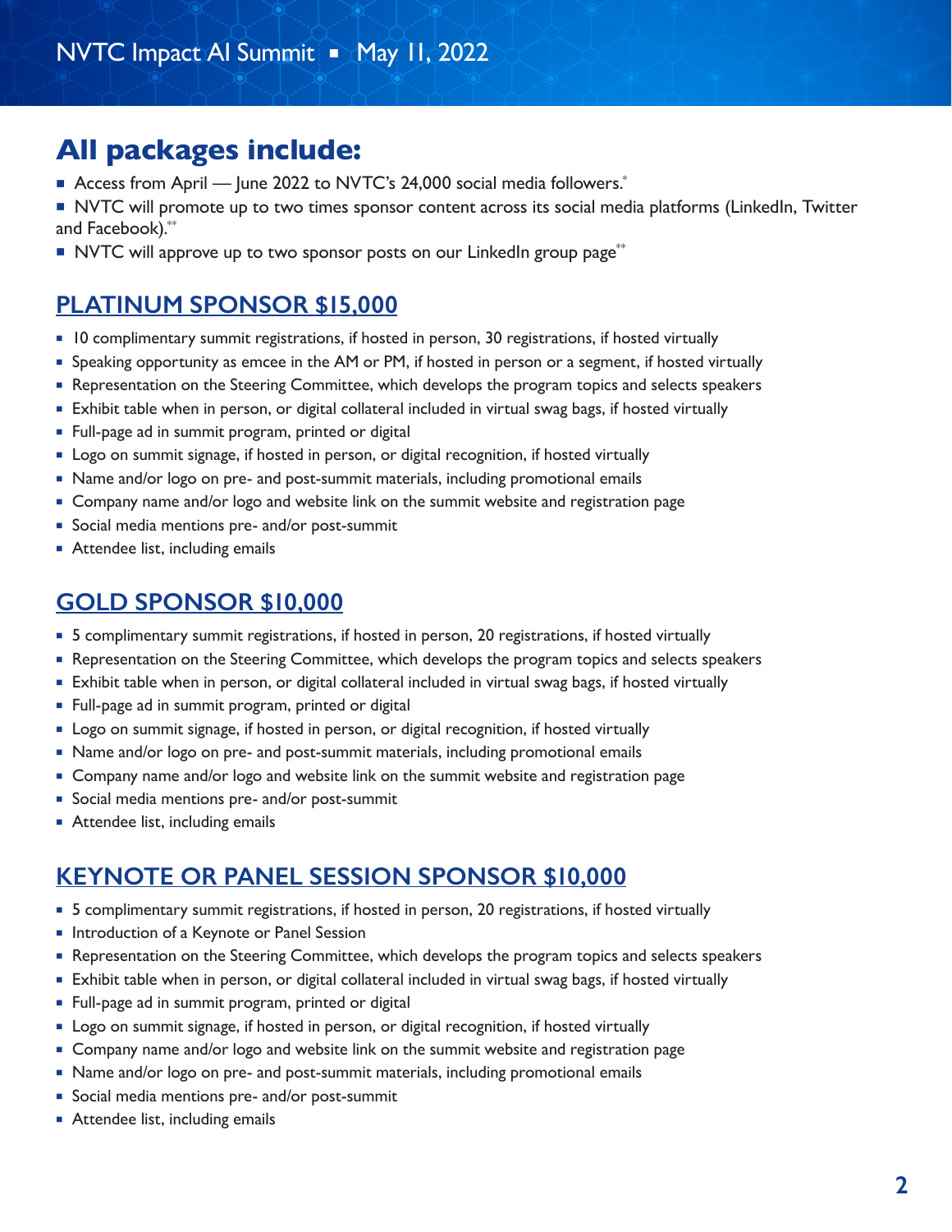## All packages include:

- Access from April — June 2022 to NVTC's 24,000 social media followers.*
- NVTC will promote up to two times sponsor content across its social media platforms (LinkedIn, Twitter and Facebook).**
- NVTC will approve up to two sponsor posts on our LinkedIn group page**

## PLATINUM SPONSOR $15,000

- 10 complimentary summit registrations, if hosted in person, 30 registrations, if hosted virtually
- Speaking opportunity as emcee in the AM or PM, if hosted in person or a segment, if hosted virtually
- Representation on the Steering Committee, which develops the program topics and selects speakers
- Exhibit table when in person, or digital collateral included in virtual swag bags, if hosted virtually
- Full-page ad in summit program, printed or digital
- Logo on summit signage, if hosted in person, or digital recognition, if hosted virtually
- Name and/or logo on pre- and post-summit materials, including promotional emails
- Company name and/or logo and website link on the summit website and registration page
- Social media mentions pre- and/or post-summit
- Attendee list, including emails

## GOLD SPONSOR $10,000

- 5 complimentary summit registrations, if hosted in person, 20 registrations, if hosted virtually
- Representation on the Steering Committee, which develops the program topics and selects speakers
- Exhibit table when in person, or digital collateral included in virtual swag bags, if hosted virtually
- Full-page ad in summit program, printed or digital
- Logo on summit signage, if hosted in person, or digital recognition, if hosted virtually
- Name and/or logo on pre- and post-summit materials, including promotional emails
- Company name and/or logo and website link on the summit website and registration page
- Social media mentions pre- and/or post-summit
- Attendee list, including emails

## KEYNOTE OR PANEL SESSION SPONSOR $10,000

- 5 complimentary summit registrations, if hosted in person, 20 registrations, if hosted virtually
- Introduction of a Keynote or Panel Session
- Representation on the Steering Committee, which develops the program topics and selects speakers
- Exhibit table when in person, or digital collateral included in virtual swag bags, if hosted virtually
- Full-page ad in summit program, printed or digital
- Logo on summit signage, if hosted in person, or digital recognition, if hosted virtually
- Company name and/or logo and website link on the summit website and registration page
- Name and/or logo on pre- and post-summit materials, including promotional emails
- Social media mentions pre- and/or post-summit
- Attendee list, including emails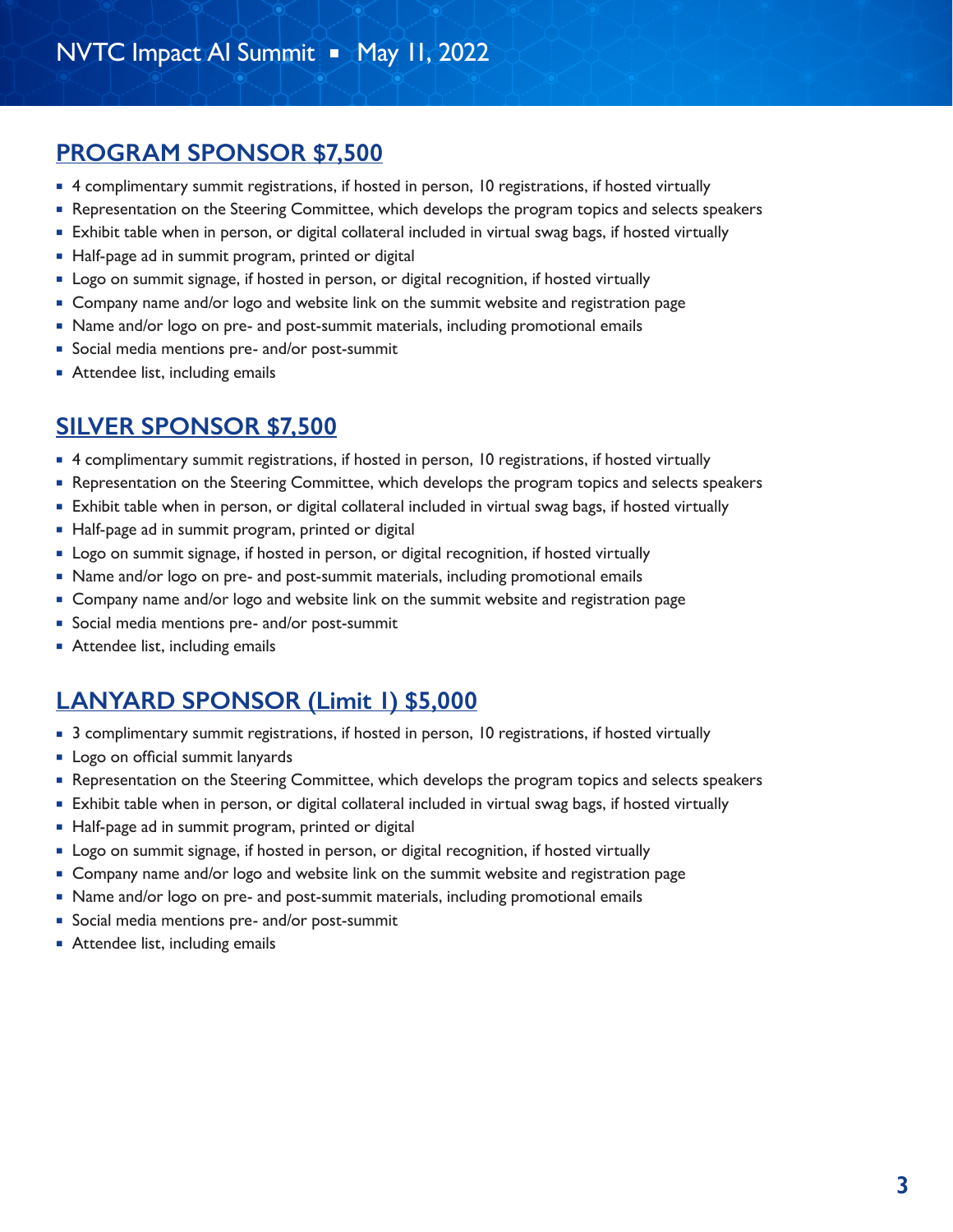## PROGRAM SPONSOR $7,500

- 4 complimentary summit registrations, if hosted in person, 10 registrations, if hosted virtually
- Representation on the Steering Committee, which develops the program topics and selects speakers
- Exhibit table when in person, or digital collateral included in virtual swag bags, if hosted virtually
- Half-page ad in summit program, printed or digital
- Logo on summit signage, if hosted in person, or digital recognition, if hosted virtually
- Company name and/or logo and website link on the summit website and registration page
- Name and/or logo on pre- and post-summit materials, including promotional emails
- Social media mentions pre- and/or post-summit
- Attendee list, including emails

## SILVER SPONSOR $7,500

- 4 complimentary summit registrations, if hosted in person, 10 registrations, if hosted virtually
- Representation on the Steering Committee, which develops the program topics and selects speakers
- Exhibit table when in person, or digital collateral included in virtual swag bags, if hosted virtually
- Half-page ad in summit program, printed or digital
- Logo on summit signage, if hosted in person, or digital recognition, if hosted virtually
- Name and/or logo on pre- and post-summit materials, including promotional emails
- Company name and/or logo and website link on the summit website and registration page
- Social media mentions pre- and/or post-summit
- Attendee list, including emails

## LANYARD SPONSOR (Limit 1) $5,000

- 3 complimentary summit registrations, if hosted in person, 10 registrations, if hosted virtually
- Logo on official summit lanyards
- Representation on the Steering Committee, which develops the program topics and selects speakers
- Exhibit table when in person, or digital collateral included in virtual swag bags, if hosted virtually
- Half-page ad in summit program, printed or digital
- Logo on summit signage, if hosted in person, or digital recognition, if hosted virtually
- Company name and/or logo and website link on the summit website and registration page
- Name and/or logo on pre- and post-summit materials, including promotional emails
- Social media mentions pre- and/or post-summit
- Attendee list, including emails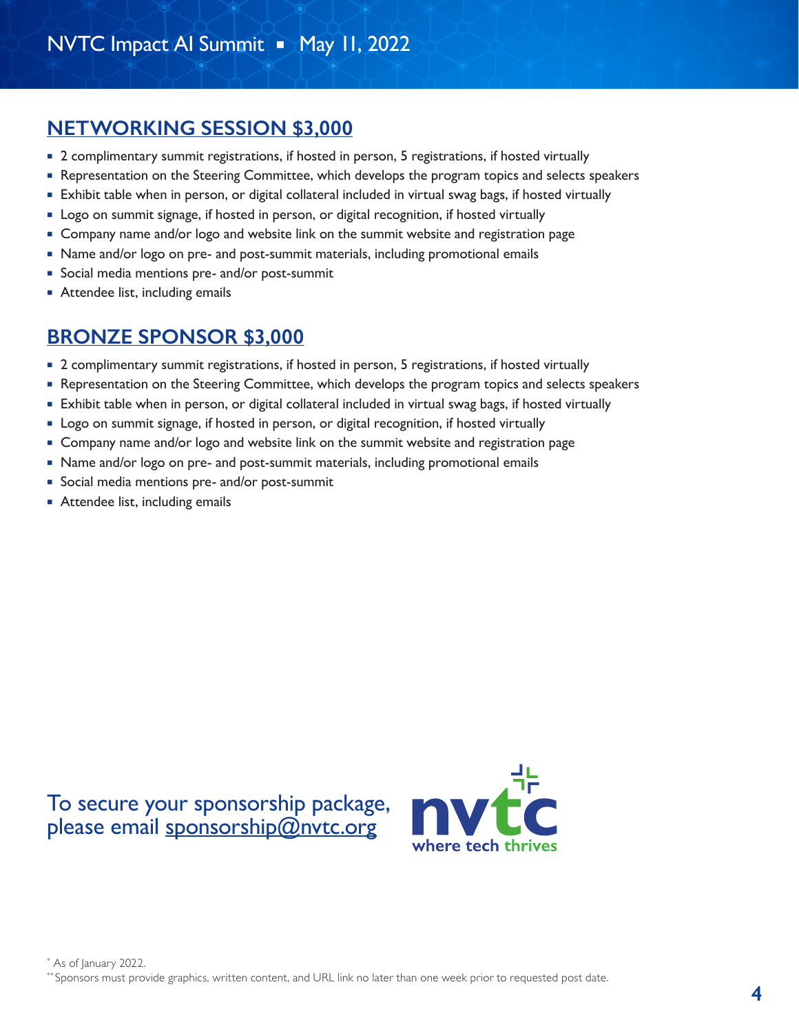## NETWORKING SESSION $3,000

- 2 complimentary summit registrations, if hosted in person, 5 registrations, if hosted virtually
- Representation on the Steering Committee, which develops the program topics and selects speakers
- Exhibit table when in person, or digital collateral included in virtual swag bags, if hosted virtually
- Logo on summit signage, if hosted in person, or digital recognition, if hosted virtually
- Company name and/or logo and website link on the summit website and registration page
- Name and/or logo on pre- and post-summit materials, including promotional emails
- Social media mentions pre- and/or post-summit
- Attendee list, including emails

## BRONZE SPONSOR $3,000

- 2 complimentary summit registrations, if hosted in person, 5 registrations, if hosted virtually
- Representation on the Steering Committee, which develops the program topics and selects speakers
- Exhibit table when in person, or digital collateral included in virtual swag bags, if hosted virtually
- Logo on summit signage, if hosted in person, or digital recognition, if hosted virtually
- Company name and/or logo and website link on the summit website and registration page
- Name and/or logo on pre- and post-summit materials, including promotional emails
- Social media mentions pre- and/or post-summit
- Attendee list, including emails

To secure your sponsorship package, please email sponsorship@nvtc.org

nvtc where tech thrives

* As of January 2022.
** Sponsors must provide graphics, written content, and URL link no later than one week prior to requested post date.